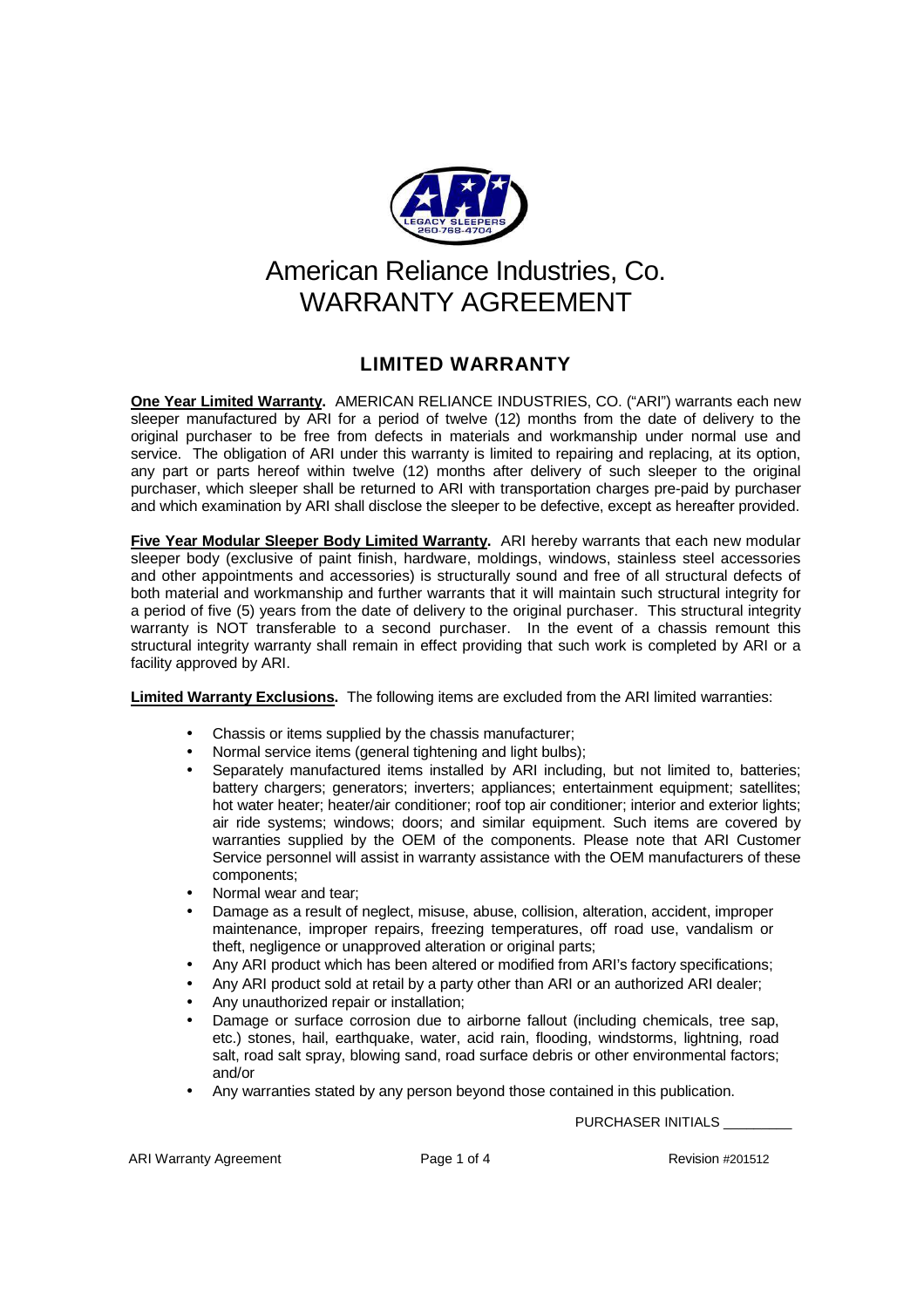# American Reliance Industries, Co.
# WARRANTY AGREEMENT

## LIMITED WARRANTY

**One Year Limited Warranty.** AMERICAN RELIANCE INDUSTRIES, CO. ("ARI") warrants each new sleeper manufactured by ARI for a period of twelve (12) months from the date of delivery to the original purchaser to be free from defects in materials and workmanship under normal use and service. The obligation of ARI under this warranty is limited to repairing and replacing, at its option, any part or parts hereof within twelve (12) months after delivery of such sleeper to the original purchaser, which sleeper shall be returned to ARI with transportation charges pre-paid by purchaser and which examination by ARI shall disclose the sleeper to be defective, except as hereafter provided.

**Five Year Modular Sleeper Body Limited Warranty.** ARI hereby warrants that each new modular sleeper body (exclusive of paint finish, hardware, moldings, windows, stainless steel accessories and other appointments and accessories) is structurally sound and free of all structural defects of both material and workmanship and further warrants that it will maintain such structural integrity for a period of five (5) years from the date of delivery to the original purchaser. This structural integrity warranty is NOT transferable to a second purchaser. In the event of a chassis remount this structural integrity warranty shall remain in effect providing that such work is completed by ARI or a facility approved by ARI.

**Limited Warranty Exclusions.** The following items are excluded from the ARI limited warranties:

- Chassis or items supplied by the chassis manufacturer;
- Normal service items (general tightening and light bulbs);
- Separately manufactured items installed by ARI including, but not limited to, batteries; battery chargers; generators; inverters; appliances; entertainment equipment; satellites; hot water heater; heater/air conditioner; roof top air conditioner; interior and exterior lights; air ride systems; windows; doors; and similar equipment. Such items are covered by warranties supplied by the OEM of the components. Please note that ARI Customer Service personnel will assist in warranty assistance with the OEM manufacturers of these components;
- Normal wear and tear;
- Damage as a result of neglect, misuse, abuse, collision, alteration, accident, improper maintenance, improper repairs, freezing temperatures, off road use, vandalism or theft, negligence or unapproved alteration or original parts;
- Any ARI product which has been altered or modified from ARI's factory specifications;
- Any ARI product sold at retail by a party other than ARI or an authorized ARI dealer;
- Any unauthorized repair or installation;
- Damage or surface corrosion due to airborne fallout (including chemicals, tree sap, etc.) stones, hail, earthquake, water, acid rain, flooding, windstorms, lightning, road salt, road salt spray, blowing sand, road surface debris or other environmental factors; and/or
- Any warranties stated by any person beyond those contained in this publication.

PURCHASER INITIALS _________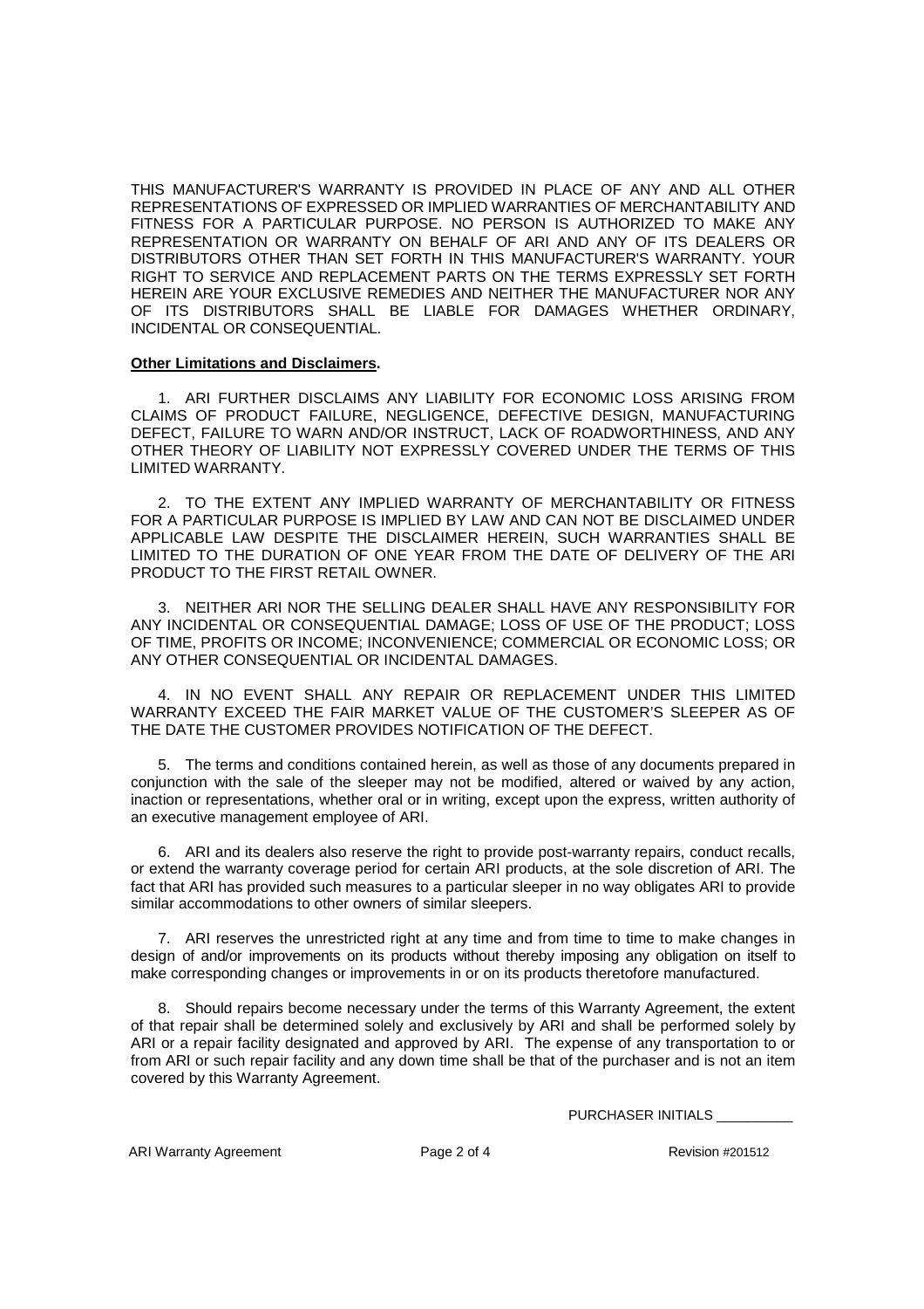THIS MANUFACTURER'S WARRANTY IS PROVIDED IN PLACE OF ANY AND ALL OTHER REPRESENTATIONS OF EXPRESSED OR IMPLIED WARRANTIES OF MERCHANTABILITY AND FITNESS FOR A PARTICULAR PURPOSE. NO PERSON IS AUTHORIZED TO MAKE ANY REPRESENTATION OR WARRANTY ON BEHALF OF ARI AND ANY OF ITS DEALERS OR DISTRIBUTORS OTHER THAN SET FORTH IN THIS MANUFACTURER'S WARRANTY. YOUR RIGHT TO SERVICE AND REPLACEMENT PARTS ON THE TERMS EXPRESSLY SET FORTH HEREIN ARE YOUR EXCLUSIVE REMEDIES AND NEITHER THE MANUFACTURER NOR ANY OF ITS DISTRIBUTORS SHALL BE LIABLE FOR DAMAGES WHETHER ORDINARY, INCIDENTAL OR CONSEQUENTIAL.

**Other Limitations and Disclaimers.**

1. ARI FURTHER DISCLAIMS ANY LIABILITY FOR ECONOMIC LOSS ARISING FROM CLAIMS OF PRODUCT FAILURE, NEGLIGENCE, DEFECTIVE DESIGN, MANUFACTURING DEFECT, FAILURE TO WARN AND/OR INSTRUCT, LACK OF ROADWORTHINESS, AND ANY OTHER THEORY OF LIABILITY NOT EXPRESSLY COVERED UNDER THE TERMS OF THIS LIMITED WARRANTY.

2. TO THE EXTENT ANY IMPLIED WARRANTY OF MERCHANTABILITY OR FITNESS FOR A PARTICULAR PURPOSE IS IMPLIED BY LAW AND CAN NOT BE DISCLAIMED UNDER APPLICABLE LAW DESPITE THE DISCLAIMER HEREIN, SUCH WARRANTIES SHALL BE LIMITED TO THE DURATION OF ONE YEAR FROM THE DATE OF DELIVERY OF THE ARI PRODUCT TO THE FIRST RETAIL OWNER.

3. NEITHER ARI NOR THE SELLING DEALER SHALL HAVE ANY RESPONSIBILITY FOR ANY INCIDENTAL OR CONSEQUENTIAL DAMAGE; LOSS OF USE OF THE PRODUCT; LOSS OF TIME, PROFITS OR INCOME; INCONVENIENCE; COMMERCIAL OR ECONOMIC LOSS; OR ANY OTHER CONSEQUENTIAL OR INCIDENTAL DAMAGES.

4. IN NO EVENT SHALL ANY REPAIR OR REPLACEMENT UNDER THIS LIMITED WARRANTY EXCEED THE FAIR MARKET VALUE OF THE CUSTOMER'S SLEEPER AS OF THE DATE THE CUSTOMER PROVIDES NOTIFICATION OF THE DEFECT.

5. The terms and conditions contained herein, as well as those of any documents prepared in conjunction with the sale of the sleeper may not be modified, altered or waived by any action, inaction or representations, whether oral or in writing, except upon the express, written authority of an executive management employee of ARI.

6. ARI and its dealers also reserve the right to provide post-warranty repairs, conduct recalls, or extend the warranty coverage period for certain ARI products, at the sole discretion of ARI. The fact that ARI has provided such measures to a particular sleeper in no way obligates ARI to provide similar accommodations to other owners of similar sleepers.

7. ARI reserves the unrestricted right at any time and from time to time to make changes in design of and/or improvements on its products without thereby imposing any obligation on itself to make corresponding changes or improvements in or on its products theretofore manufactured.

8. Should repairs become necessary under the terms of this Warranty Agreement, the extent of that repair shall be determined solely and exclusively by ARI and shall be performed solely by ARI or a repair facility designated and approved by ARI. The expense of any transportation to or from ARI or such repair facility and any down time shall be that of the purchaser and is not an item covered by this Warranty Agreement.

PURCHASER INITIALS __________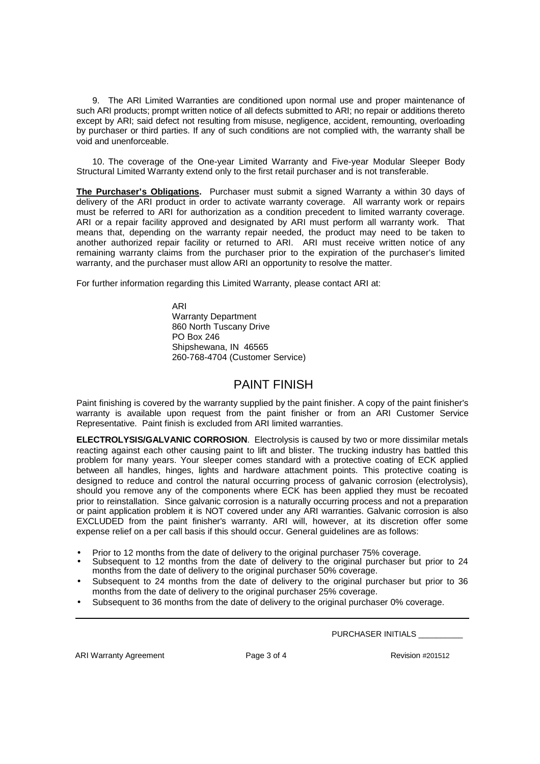9. The ARI Limited Warranties are conditioned upon normal use and proper maintenance of such ARI products; prompt written notice of all defects submitted to ARI; no repair or additions thereto except by ARI; said defect not resulting from misuse, negligence, accident, remounting, overloading by purchaser or third parties. If any of such conditions are not complied with, the warranty shall be void and unenforceable.

10. The coverage of the One-year Limited Warranty and Five-year Modular Sleeper Body Structural Limited Warranty extend only to the first retail purchaser and is not transferable.

**The Purchaser's Obligations.** Purchaser must submit a signed Warranty a within 30 days of delivery of the ARI product in order to activate warranty coverage. All warranty work or repairs must be referred to ARI for authorization as a condition precedent to limited warranty coverage. ARI or a repair facility approved and designated by ARI must perform all warranty work. That means that, depending on the warranty repair needed, the product may need to be taken to another authorized repair facility or returned to ARI. ARI must receive written notice of any remaining warranty claims from the purchaser prior to the expiration of the purchaser's limited warranty, and the purchaser must allow ARI an opportunity to resolve the matter.

For further information regarding this Limited Warranty, please contact ARI at:

ARI
Warranty Department
860 North Tuscany Drive
PO Box 246
Shipshewana, IN 46565
260-768-4704 (Customer Service)

## PAINT FINISH

Paint finishing is covered by the warranty supplied by the paint finisher. A copy of the paint finisher's warranty is available upon request from the paint finisher or from an ARI Customer Service Representative. Paint finish is excluded from ARI limited warranties.

**ELECTROLYSIS/GALVANIC CORROSION**. Electrolysis is caused by two or more dissimilar metals reacting against each other causing paint to lift and blister. The trucking industry has battled this problem for many years. Your sleeper comes standard with a protective coating of ECK applied between all handles, hinges, lights and hardware attachment points. This protective coating is designed to reduce and control the natural occurring process of galvanic corrosion (electrolysis), should you remove any of the components where ECK has been applied they must be recoated prior to reinstallation. Since galvanic corrosion is a naturally occurring process and not a preparation or paint application problem it is NOT covered under any ARI warranties. Galvanic corrosion is also EXCLUDED from the paint finisher's warranty. ARI will, however, at its discretion offer some expense relief on a per call basis if this should occur. General guidelines are as follows:

- Prior to 12 months from the date of delivery to the original purchaser 75% coverage.
- Subsequent to 12 months from the date of delivery to the original purchaser but prior to 24 months from the date of delivery to the original purchaser 50% coverage.
- Subsequent to 24 months from the date of delivery to the original purchaser but prior to 36 months from the date of delivery to the original purchaser 25% coverage.
- Subsequent to 36 months from the date of delivery to the original purchaser 0% coverage.

PURCHASER INITIALS __________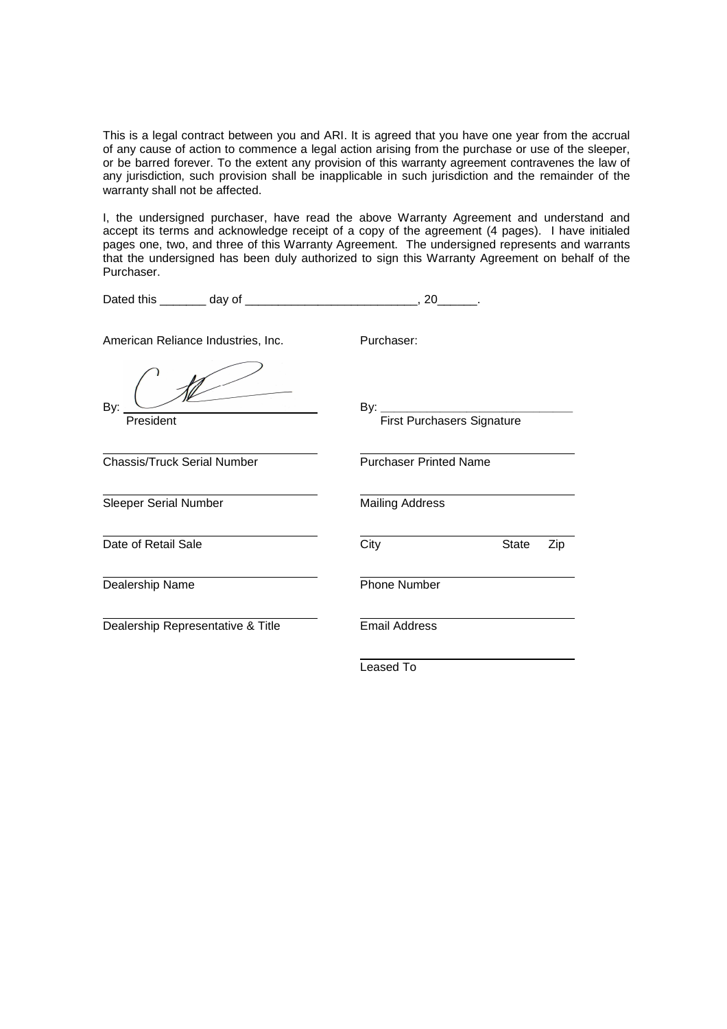This is a legal contract between you and ARI. It is agreed that you have one year from the accrual of any cause of action to commence a legal action arising from the purchase or use of the sleeper, or be barred forever. To the extent any provision of this warranty agreement contravenes the law of any jurisdiction, such provision shall be inapplicable in such jurisdiction and the remainder of the warranty shall not be affected.

I, the undersigned purchaser, have read the above Warranty Agreement and understand and accept its terms and acknowledge receipt of a copy of the agreement (4 pages). I have initialed pages one, two, and three of this Warranty Agreement. The undersigned represents and warrants that the undersigned has been duly authorized to sign this Warranty Agreement on behalf of the Purchaser.

Dated this _______ day of __________________________, 20______.

American Reliance Industries, Inc.

By: ______________________________
President

______________________________
Chassis/Truck Serial Number

______________________________
Sleeper Serial Number

______________________________
Date of Retail Sale

______________________________
Dealership Name

______________________________
Dealership Representative & Title

Purchaser:

By: ______________________________
First Purchasers Signature

______________________________
Purchaser Printed Name

______________________________
Mailing Address

______________________________
City State Zip

______________________________
Phone Number

______________________________
Email Address

______________________________
Leased To